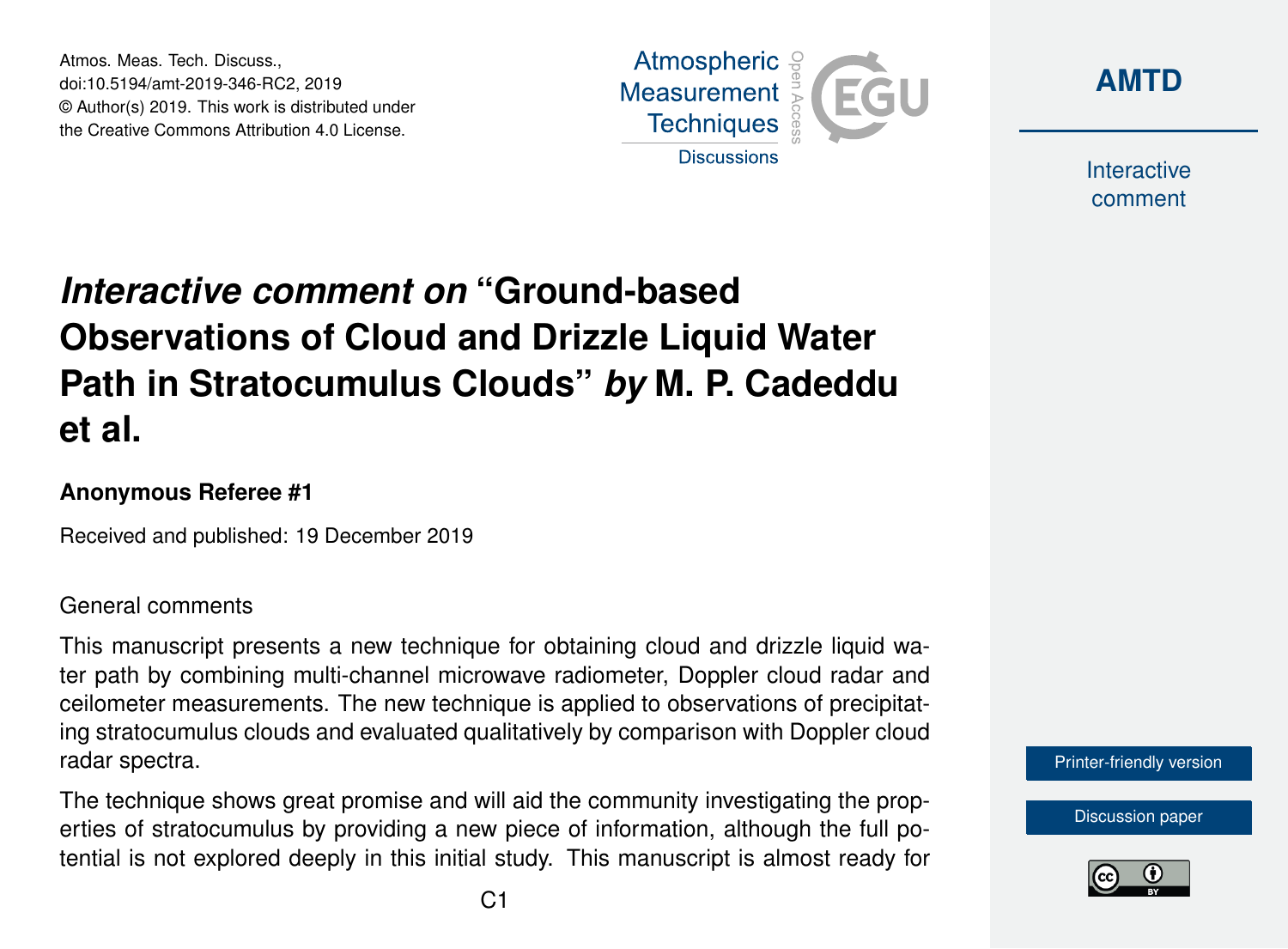Atmos. Meas. Tech. Discuss.,
doi:10.5194/amt-2019-346-RC2, 2019
© Author(s) 2019. This work is distributed under
the Creative Commons Attribution 4.0 License.

# *Interactive comment on* "Ground-based Observations of Cloud and Drizzle Liquid Water Path in Stratocumulus Clouds" *by* M. P. Cadeddu et al.

**Anonymous Referee #1**

Received and published: 19 December 2019

General comments

This manuscript presents a new technique for obtaining cloud and drizzle liquid water path by combining multi-channel microwave radiometer, Doppler cloud radar and ceilometer measurements. The new technique is applied to observations of precipitating stratocumulus clouds and evaluated qualitatively by comparison with Doppler cloud radar spectra.

The technique shows great promise and will aid the community investigating the properties of stratocumulus by providing a new piece of information, although the full potential is not explored deeply in this initial study. This manuscript is almost ready for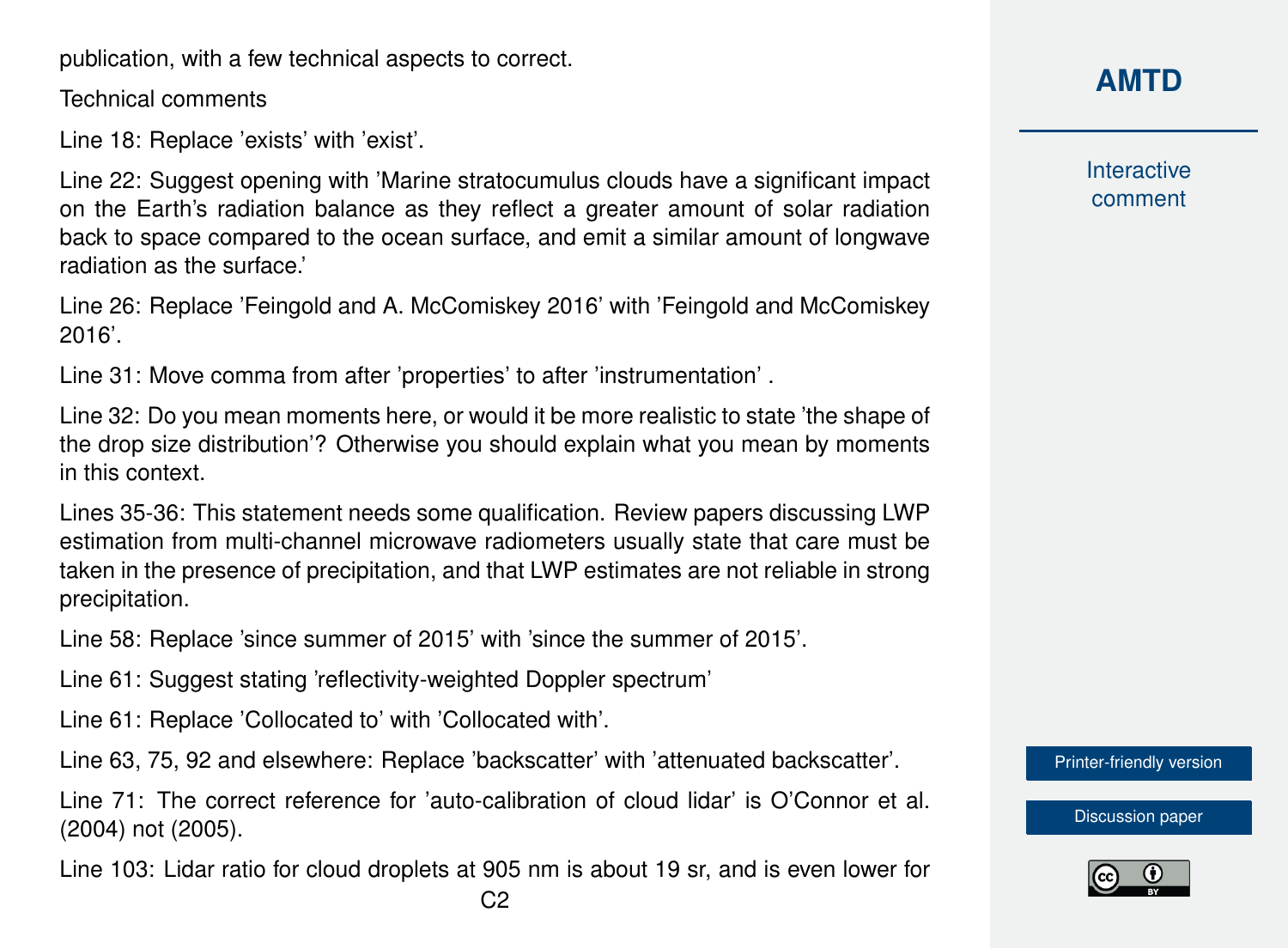publication, with a few technical aspects to correct.

Technical comments

Line 18: Replace 'exists' with 'exist'.

Line 22: Suggest opening with 'Marine stratocumulus clouds have a significant impact on the Earth's radiation balance as they reflect a greater amount of solar radiation back to space compared to the ocean surface, and emit a similar amount of longwave radiation as the surface.'

Line 26: Replace 'Feingold and A. McComiskey 2016' with 'Feingold and McComiskey 2016'.

Line 31: Move comma from after 'properties' to after 'instrumentation' .

Line 32: Do you mean moments here, or would it be more realistic to state 'the shape of the drop size distribution'? Otherwise you should explain what you mean by moments in this context.

Lines 35-36: This statement needs some qualification. Review papers discussing LWP estimation from multi-channel microwave radiometers usually state that care must be taken in the presence of precipitation, and that LWP estimates are not reliable in strong precipitation.

Line 58: Replace 'since summer of 2015' with 'since the summer of 2015'.

Line 61: Suggest stating 'reflectivity-weighted Doppler spectrum'

Line 61: Replace 'Collocated to' with 'Collocated with'.

Line 63, 75, 92 and elsewhere: Replace 'backscatter' with 'attenuated backscatter'.

Line 71: The correct reference for 'auto-calibration of cloud lidar' is O'Connor et al. (2004) not (2005).

Line 103: Lidar ratio for cloud droplets at 905 nm is about 19 sr, and is even lower for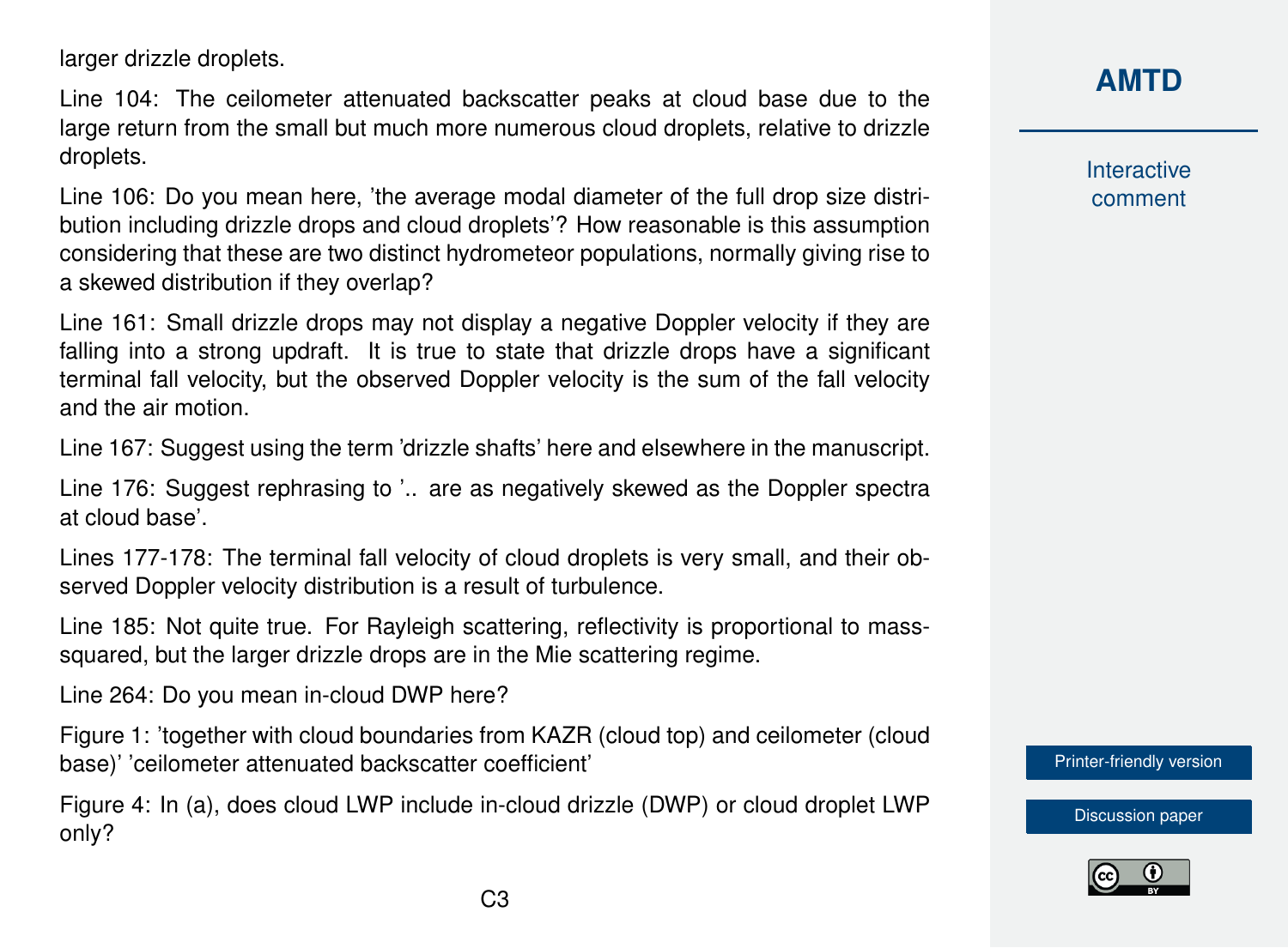larger drizzle droplets.

Line 104: The ceilometer attenuated backscatter peaks at cloud base due to the large return from the small but much more numerous cloud droplets, relative to drizzle droplets.

Line 106: Do you mean here, 'the average modal diameter of the full drop size distribution including drizzle drops and cloud droplets'? How reasonable is this assumption considering that these are two distinct hydrometeor populations, normally giving rise to a skewed distribution if they overlap?

Line 161: Small drizzle drops may not display a negative Doppler velocity if they are falling into a strong updraft. It is true to state that drizzle drops have a significant terminal fall velocity, but the observed Doppler velocity is the sum of the fall velocity and the air motion.

Line 167: Suggest using the term 'drizzle shafts' here and elsewhere in the manuscript.

Line 176: Suggest rephrasing to '.. are as negatively skewed as the Doppler spectra at cloud base'.

Lines 177-178: The terminal fall velocity of cloud droplets is very small, and their observed Doppler velocity distribution is a result of turbulence.

Line 185: Not quite true. For Rayleigh scattering, reflectivity is proportional to mass-squared, but the larger drizzle drops are in the Mie scattering regime.

Line 264: Do you mean in-cloud DWP here?

Figure 1: 'together with cloud boundaries from KAZR (cloud top) and ceilometer (cloud base)' 'ceilometer attenuated backscatter coefficient'

Figure 4: In (a), does cloud LWP include in-cloud drizzle (DWP) or cloud droplet LWP only?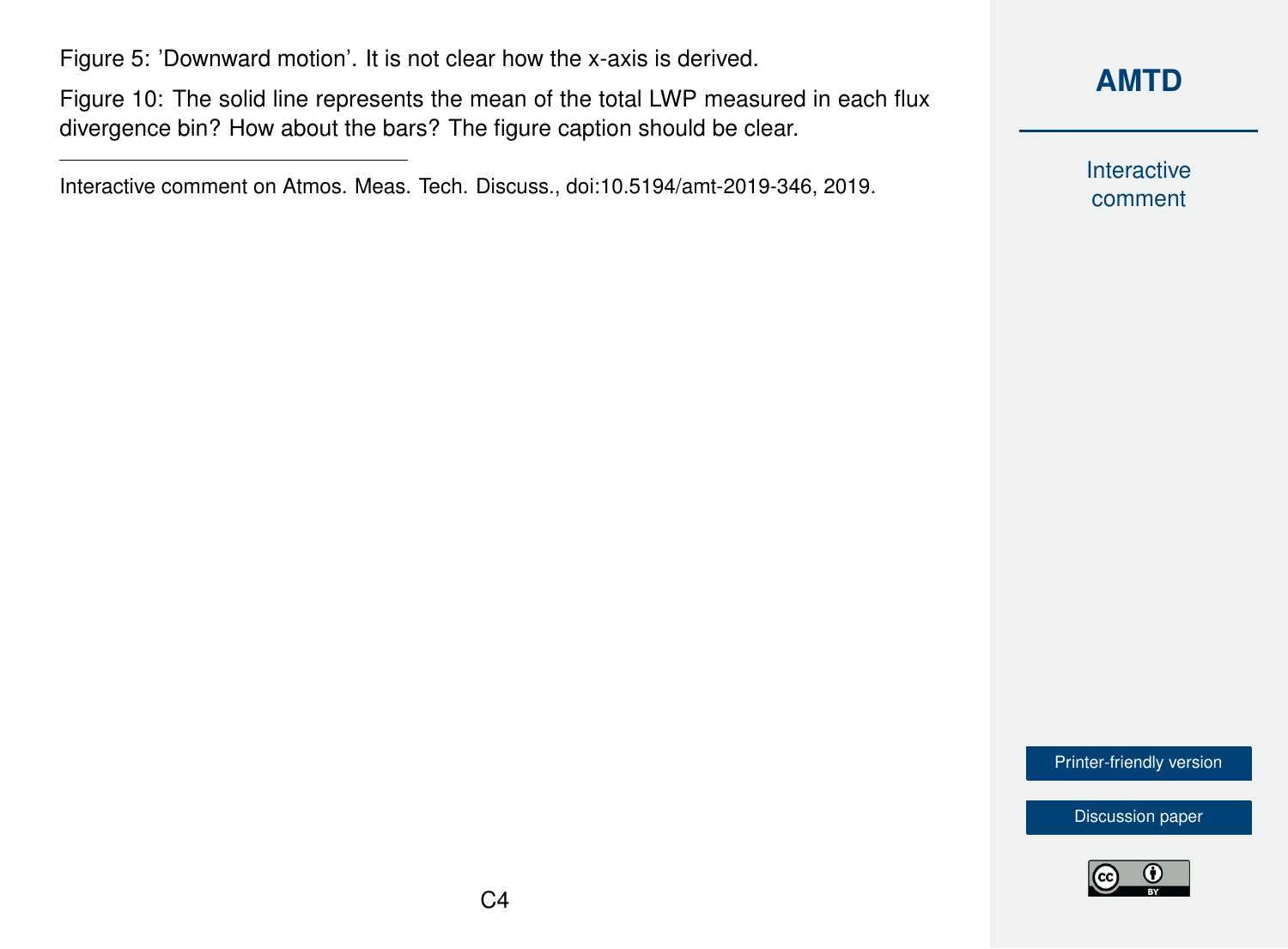Figure 5: 'Downward motion'. It is not clear how the x-axis is derived.

Figure 10: The solid line represents the mean of the total LWP measured in each flux divergence bin? How about the bars? The figure caption should be clear.

---

Interactive comment on Atmos. Meas. Tech. Discuss., doi:10.5194/amt-2019-346, 2019.